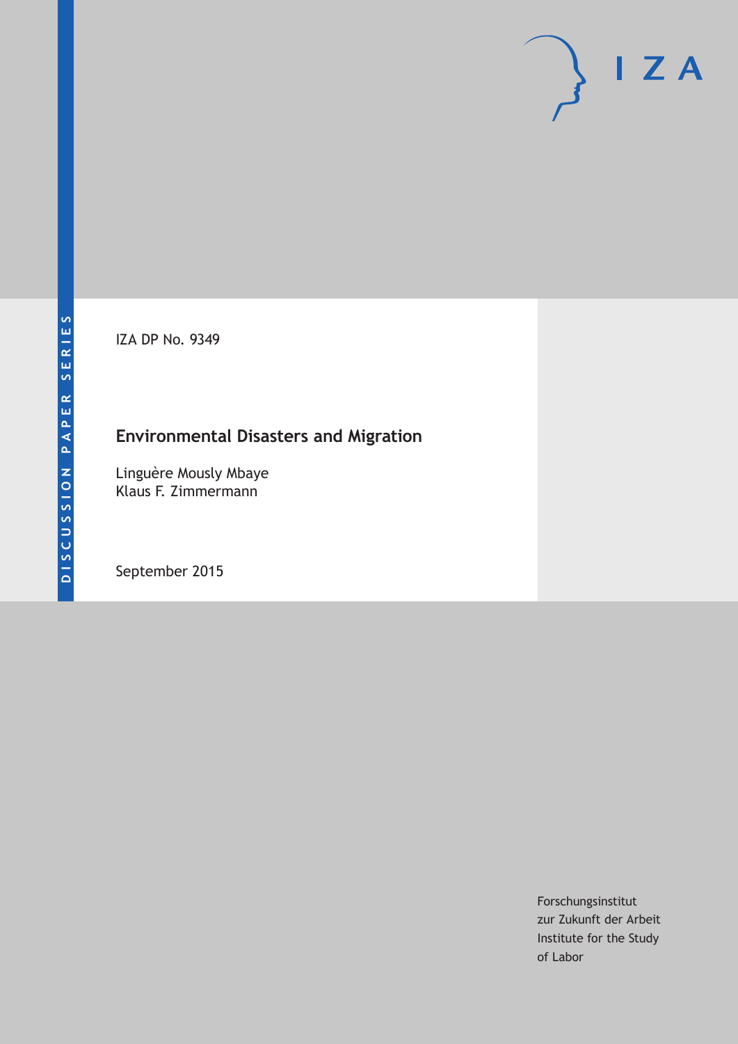DISCUSSION PAPER SERIES

IZA DP No. 9349

# Environmental Disasters and Migration

Linguère Mously Mbaye
Klaus F. Zimmermann

September 2015

Forschungsinstitut
zur Zukunft der Arbeit
Institute for the Study
of Labor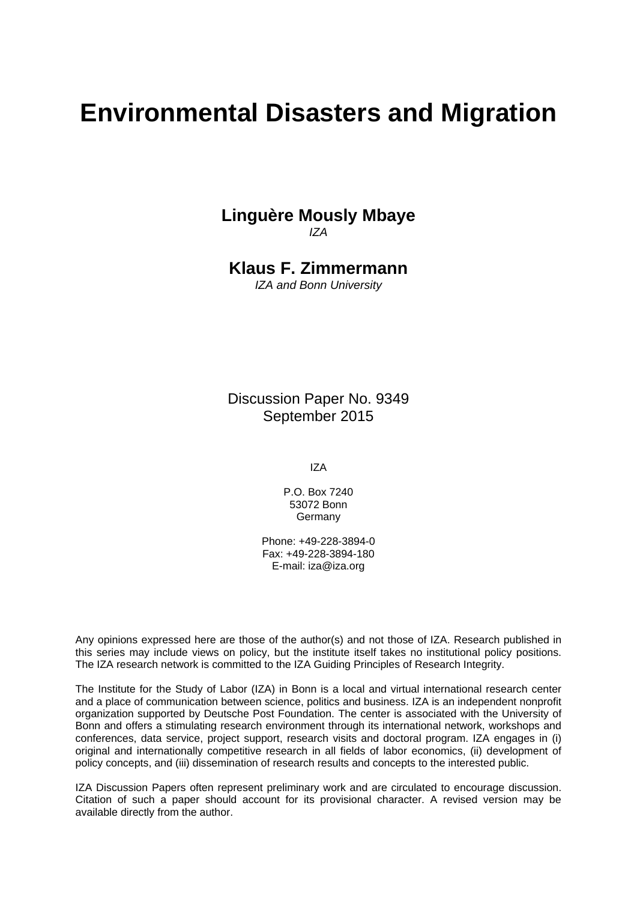# Environmental Disasters and Migration

**Linguère Mously Mbaye**
*IZA*

**Klaus F. Zimmermann**
*IZA and Bonn University*

Discussion Paper No. 9349
September 2015

IZA

P.O. Box 7240
53072 Bonn
Germany

Phone: +49-228-3894-0
Fax: +49-228-3894-180
E-mail: iza@iza.org

Any opinions expressed here are those of the author(s) and not those of IZA. Research published in this series may include views on policy, but the institute itself takes no institutional policy positions. The IZA research network is committed to the IZA Guiding Principles of Research Integrity.

The Institute for the Study of Labor (IZA) in Bonn is a local and virtual international research center and a place of communication between science, politics and business. IZA is an independent nonprofit organization supported by Deutsche Post Foundation. The center is associated with the University of Bonn and offers a stimulating research environment through its international network, workshops and conferences, data service, project support, research visits and doctoral program. IZA engages in (i) original and internationally competitive research in all fields of labor economics, (ii) development of policy concepts, and (iii) dissemination of research results and concepts to the interested public.

IZA Discussion Papers often represent preliminary work and are circulated to encourage discussion. Citation of such a paper should account for its provisional character. A revised version may be available directly from the author.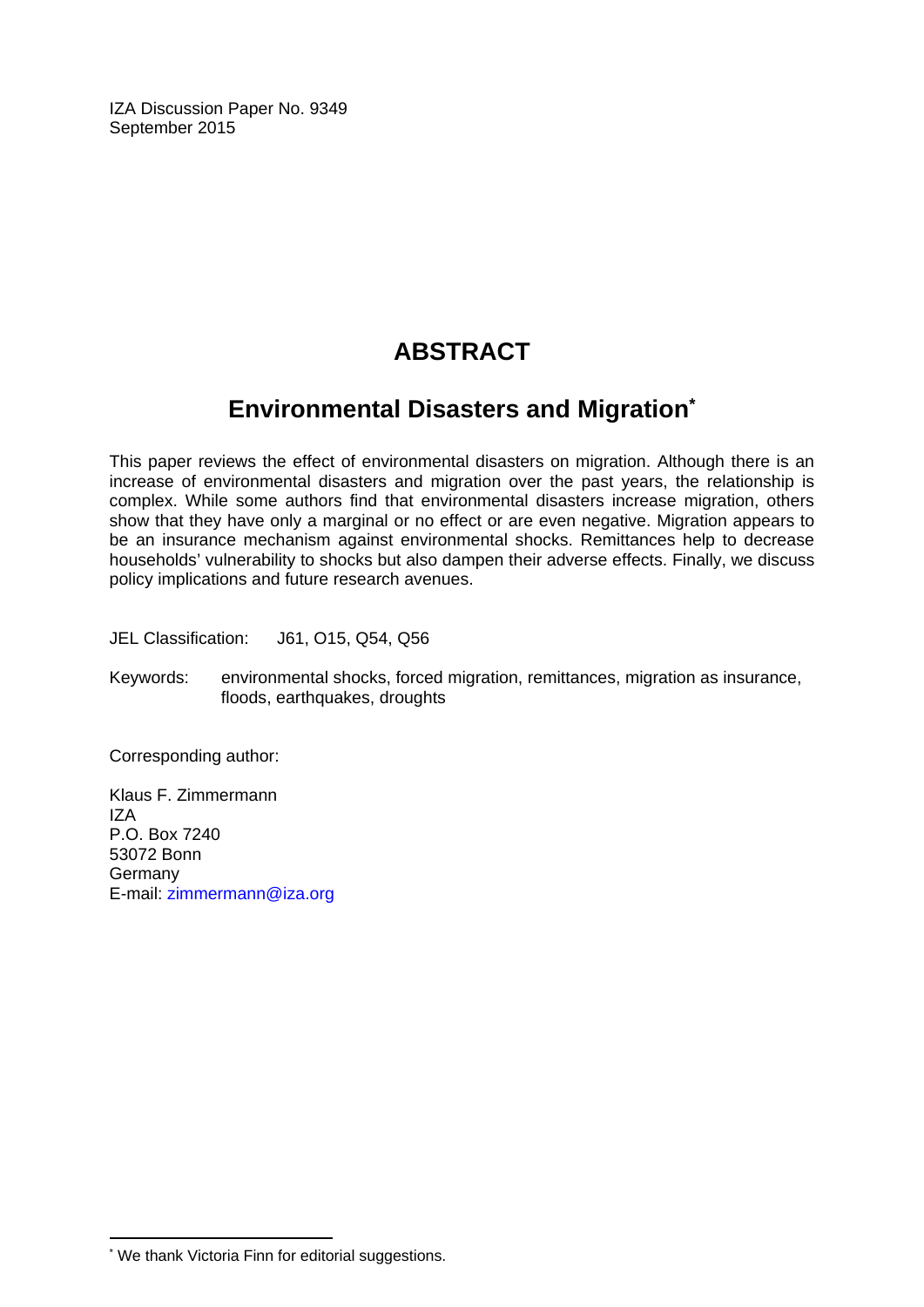IZA Discussion Paper No. 9349
September 2015

# ABSTRACT

## Environmental Disasters and Migration*

This paper reviews the effect of environmental disasters on migration. Although there is an increase of environmental disasters and migration over the past years, the relationship is complex. While some authors find that environmental disasters increase migration, others show that they have only a marginal or no effect or are even negative. Migration appears to be an insurance mechanism against environmental shocks. Remittances help to decrease households' vulnerability to shocks but also dampen their adverse effects. Finally, we discuss policy implications and future research avenues.

JEL Classification: J61, O15, Q54, Q56

Keywords: environmental shocks, forced migration, remittances, migration as insurance, floods, earthquakes, droughts

Corresponding author:

Klaus F. Zimmermann
IZA
P.O. Box 7240
53072 Bonn
Germany
E-mail: zimmermann@iza.org

* We thank Victoria Finn for editorial suggestions.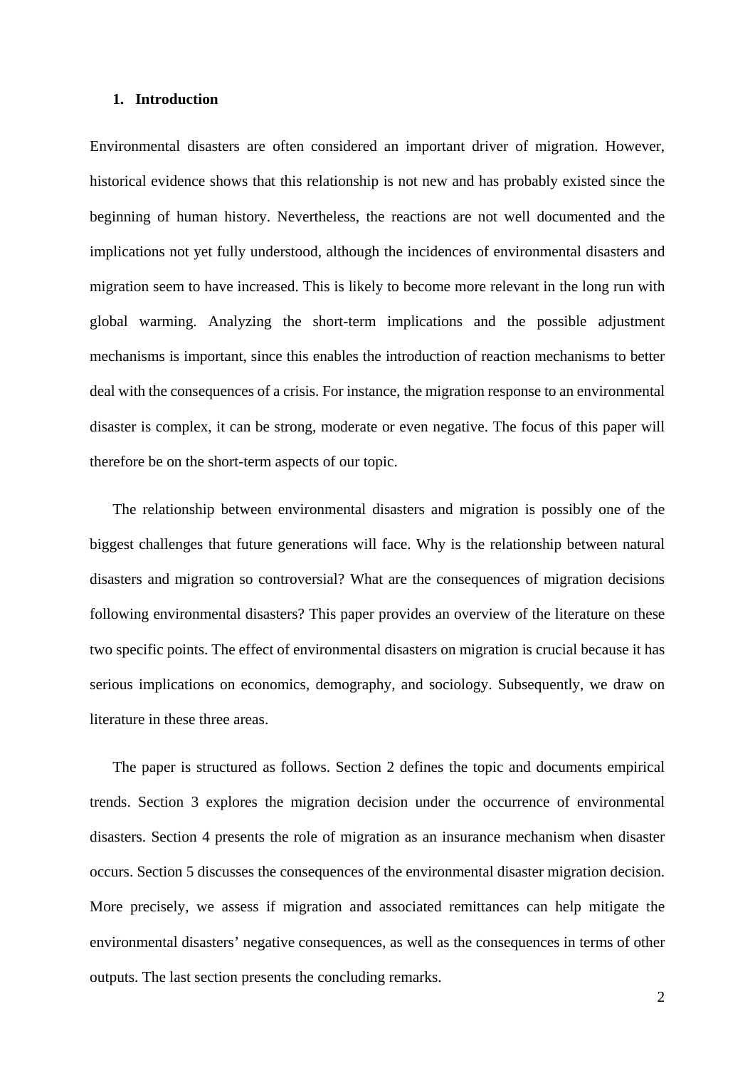## 1. Introduction

Environmental disasters are often considered an important driver of migration. However, historical evidence shows that this relationship is not new and has probably existed since the beginning of human history. Nevertheless, the reactions are not well documented and the implications not yet fully understood, although the incidences of environmental disasters and migration seem to have increased. This is likely to become more relevant in the long run with global warming. Analyzing the short-term implications and the possible adjustment mechanisms is important, since this enables the introduction of reaction mechanisms to better deal with the consequences of a crisis. For instance, the migration response to an environmental disaster is complex, it can be strong, moderate or even negative. The focus of this paper will therefore be on the short-term aspects of our topic.

The relationship between environmental disasters and migration is possibly one of the biggest challenges that future generations will face. Why is the relationship between natural disasters and migration so controversial? What are the consequences of migration decisions following environmental disasters? This paper provides an overview of the literature on these two specific points. The effect of environmental disasters on migration is crucial because it has serious implications on economics, demography, and sociology. Subsequently, we draw on literature in these three areas.

The paper is structured as follows. Section 2 defines the topic and documents empirical trends. Section 3 explores the migration decision under the occurrence of environmental disasters. Section 4 presents the role of migration as an insurance mechanism when disaster occurs. Section 5 discusses the consequences of the environmental disaster migration decision. More precisely, we assess if migration and associated remittances can help mitigate the environmental disasters' negative consequences, as well as the consequences in terms of other outputs. The last section presents the concluding remarks.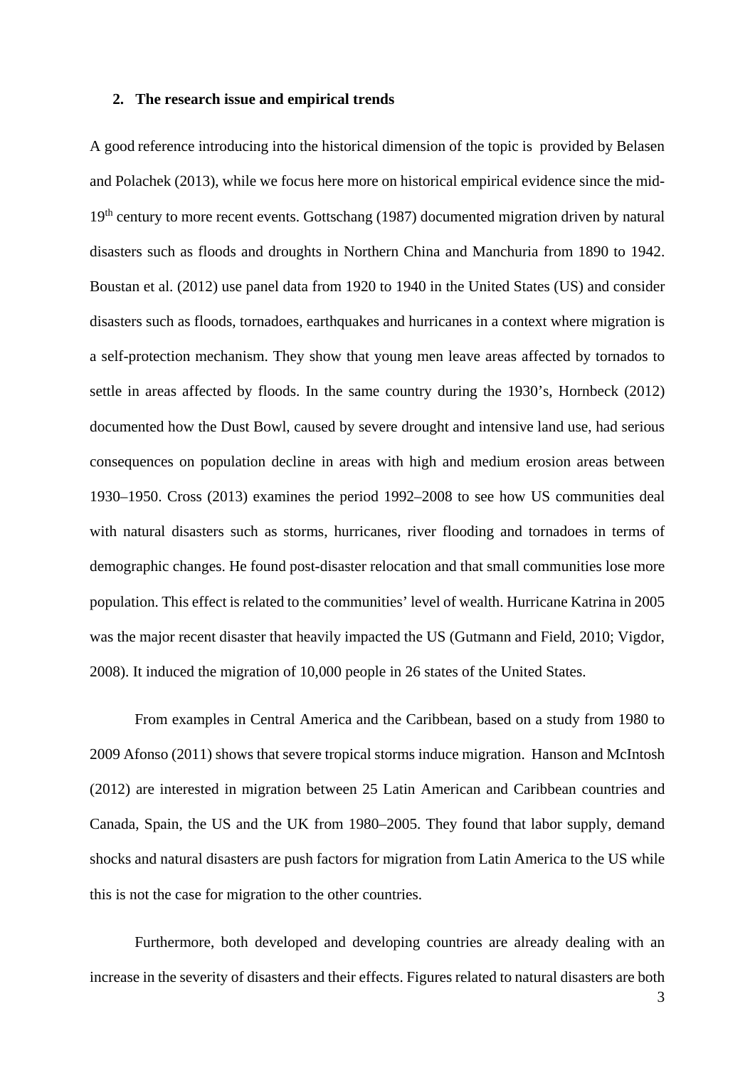## 2. The research issue and empirical trends

A good reference introducing into the historical dimension of the topic is provided by Belasen and Polachek (2013), while we focus here more on historical empirical evidence since the mid-19th century to more recent events. Gottschang (1987) documented migration driven by natural disasters such as floods and droughts in Northern China and Manchuria from 1890 to 1942. Boustan et al. (2012) use panel data from 1920 to 1940 in the United States (US) and consider disasters such as floods, tornadoes, earthquakes and hurricanes in a context where migration is a self-protection mechanism. They show that young men leave areas affected by tornados to settle in areas affected by floods. In the same country during the 1930's, Hornbeck (2012) documented how the Dust Bowl, caused by severe drought and intensive land use, had serious consequences on population decline in areas with high and medium erosion areas between 1930–1950. Cross (2013) examines the period 1992–2008 to see how US communities deal with natural disasters such as storms, hurricanes, river flooding and tornadoes in terms of demographic changes. He found post-disaster relocation and that small communities lose more population. This effect is related to the communities' level of wealth. Hurricane Katrina in 2005 was the major recent disaster that heavily impacted the US (Gutmann and Field, 2010; Vigdor, 2008). It induced the migration of 10,000 people in 26 states of the United States.

From examples in Central America and the Caribbean, based on a study from 1980 to 2009 Afonso (2011) shows that severe tropical storms induce migration. Hanson and McIntosh (2012) are interested in migration between 25 Latin American and Caribbean countries and Canada, Spain, the US and the UK from 1980–2005. They found that labor supply, demand shocks and natural disasters are push factors for migration from Latin America to the US while this is not the case for migration to the other countries.

Furthermore, both developed and developing countries are already dealing with an increase in the severity of disasters and their effects. Figures related to natural disasters are both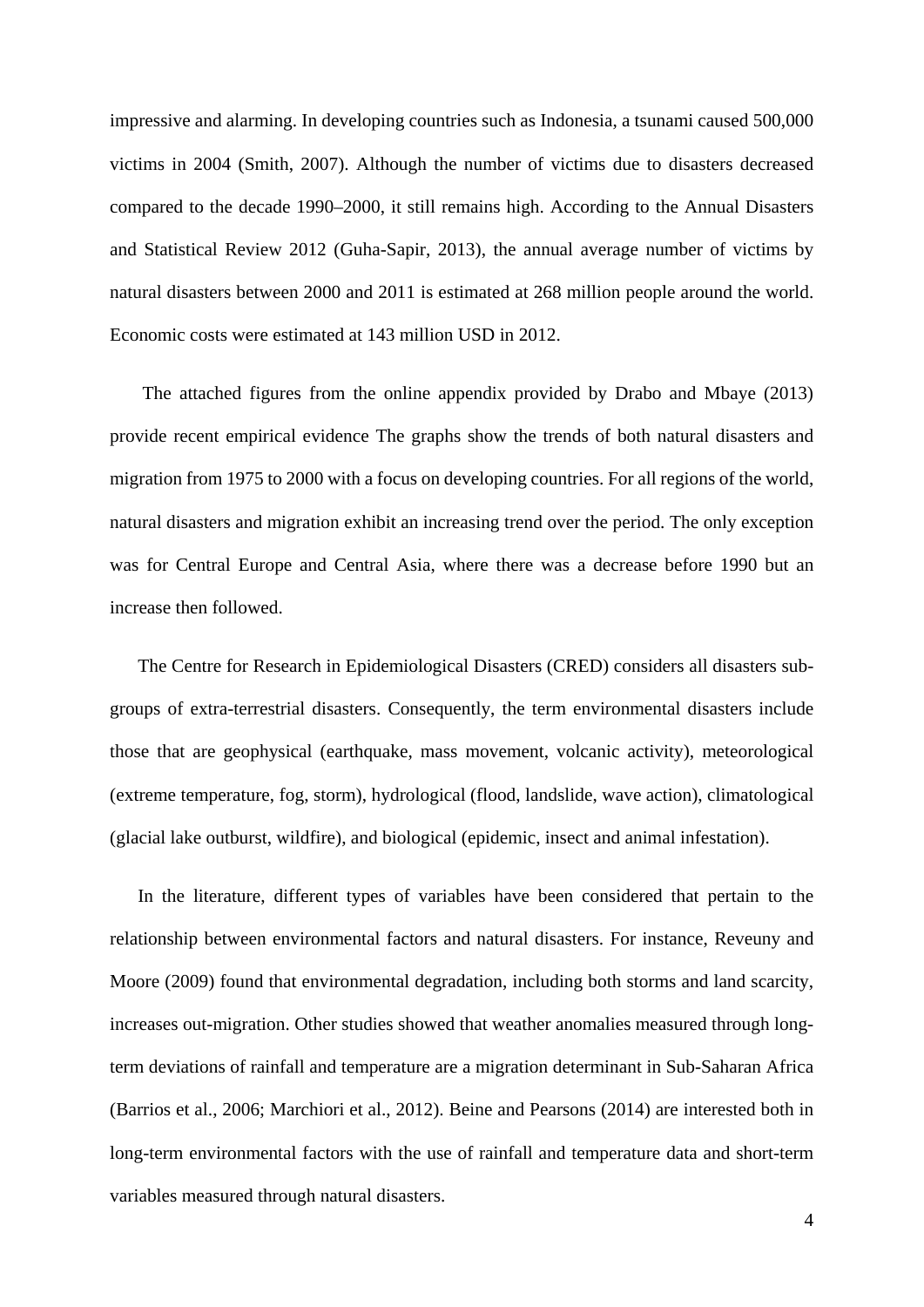impressive and alarming. In developing countries such as Indonesia, a tsunami caused 500,000 victims in 2004 (Smith, 2007). Although the number of victims due to disasters decreased compared to the decade 1990–2000, it still remains high. According to the Annual Disasters and Statistical Review 2012 (Guha-Sapir, 2013), the annual average number of victims by natural disasters between 2000 and 2011 is estimated at 268 million people around the world. Economic costs were estimated at 143 million USD in 2012.

The attached figures from the online appendix provided by Drabo and Mbaye (2013) provide recent empirical evidence The graphs show the trends of both natural disasters and migration from 1975 to 2000 with a focus on developing countries. For all regions of the world, natural disasters and migration exhibit an increasing trend over the period. The only exception was for Central Europe and Central Asia, where there was a decrease before 1990 but an increase then followed.

The Centre for Research in Epidemiological Disasters (CRED) considers all disasters sub-groups of extra-terrestrial disasters. Consequently, the term environmental disasters include those that are geophysical (earthquake, mass movement, volcanic activity), meteorological (extreme temperature, fog, storm), hydrological (flood, landslide, wave action), climatological (glacial lake outburst, wildfire), and biological (epidemic, insect and animal infestation).

In the literature, different types of variables have been considered that pertain to the relationship between environmental factors and natural disasters. For instance, Reveuny and Moore (2009) found that environmental degradation, including both storms and land scarcity, increases out-migration. Other studies showed that weather anomalies measured through long-term deviations of rainfall and temperature are a migration determinant in Sub-Saharan Africa (Barrios et al., 2006; Marchiori et al., 2012). Beine and Pearsons (2014) are interested both in long-term environmental factors with the use of rainfall and temperature data and short-term variables measured through natural disasters.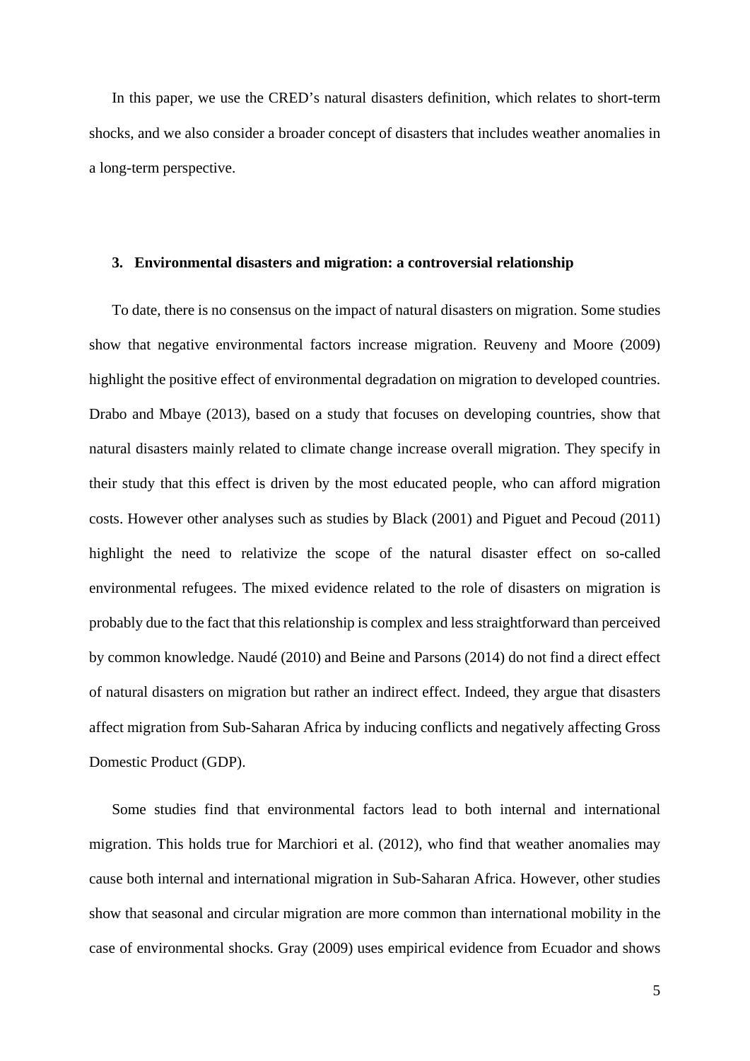In this paper, we use the CRED's natural disasters definition, which relates to short-term shocks, and we also consider a broader concept of disasters that includes weather anomalies in a long-term perspective.

## 3. Environmental disasters and migration: a controversial relationship

To date, there is no consensus on the impact of natural disasters on migration. Some studies show that negative environmental factors increase migration. Reuveny and Moore (2009) highlight the positive effect of environmental degradation on migration to developed countries. Drabo and Mbaye (2013), based on a study that focuses on developing countries, show that natural disasters mainly related to climate change increase overall migration. They specify in their study that this effect is driven by the most educated people, who can afford migration costs. However other analyses such as studies by Black (2001) and Piguet and Pecoud (2011) highlight the need to relativize the scope of the natural disaster effect on so-called environmental refugees. The mixed evidence related to the role of disasters on migration is probably due to the fact that this relationship is complex and less straightforward than perceived by common knowledge. Naudé (2010) and Beine and Parsons (2014) do not find a direct effect of natural disasters on migration but rather an indirect effect. Indeed, they argue that disasters affect migration from Sub-Saharan Africa by inducing conflicts and negatively affecting Gross Domestic Product (GDP).

Some studies find that environmental factors lead to both internal and international migration. This holds true for Marchiori et al. (2012), who find that weather anomalies may cause both internal and international migration in Sub-Saharan Africa. However, other studies show that seasonal and circular migration are more common than international mobility in the case of environmental shocks. Gray (2009) uses empirical evidence from Ecuador and shows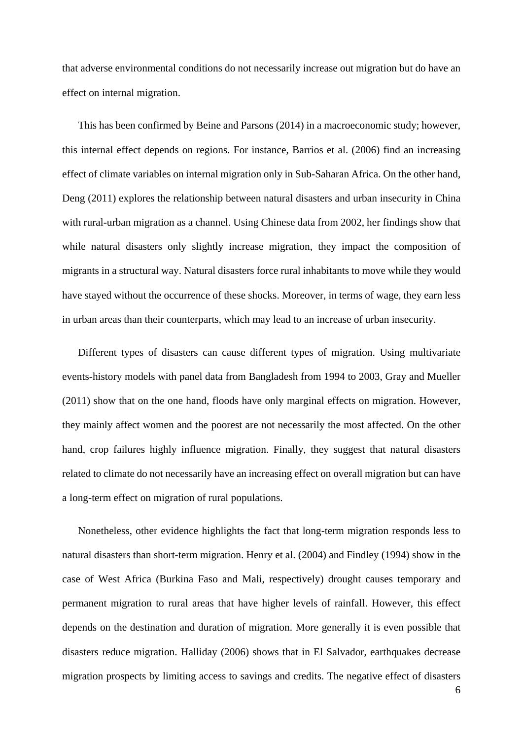that adverse environmental conditions do not necessarily increase out migration but do have an effect on internal migration.

This has been confirmed by Beine and Parsons (2014) in a macroeconomic study; however, this internal effect depends on regions. For instance, Barrios et al. (2006) find an increasing effect of climate variables on internal migration only in Sub-Saharan Africa. On the other hand, Deng (2011) explores the relationship between natural disasters and urban insecurity in China with rural-urban migration as a channel. Using Chinese data from 2002, her findings show that while natural disasters only slightly increase migration, they impact the composition of migrants in a structural way. Natural disasters force rural inhabitants to move while they would have stayed without the occurrence of these shocks. Moreover, in terms of wage, they earn less in urban areas than their counterparts, which may lead to an increase of urban insecurity.

Different types of disasters can cause different types of migration. Using multivariate events-history models with panel data from Bangladesh from 1994 to 2003, Gray and Mueller (2011) show that on the one hand, floods have only marginal effects on migration. However, they mainly affect women and the poorest are not necessarily the most affected. On the other hand, crop failures highly influence migration. Finally, they suggest that natural disasters related to climate do not necessarily have an increasing effect on overall migration but can have a long-term effect on migration of rural populations.

Nonetheless, other evidence highlights the fact that long-term migration responds less to natural disasters than short-term migration. Henry et al. (2004) and Findley (1994) show in the case of West Africa (Burkina Faso and Mali, respectively) drought causes temporary and permanent migration to rural areas that have higher levels of rainfall. However, this effect depends on the destination and duration of migration. More generally it is even possible that disasters reduce migration. Halliday (2006) shows that in El Salvador, earthquakes decrease migration prospects by limiting access to savings and credits. The negative effect of disasters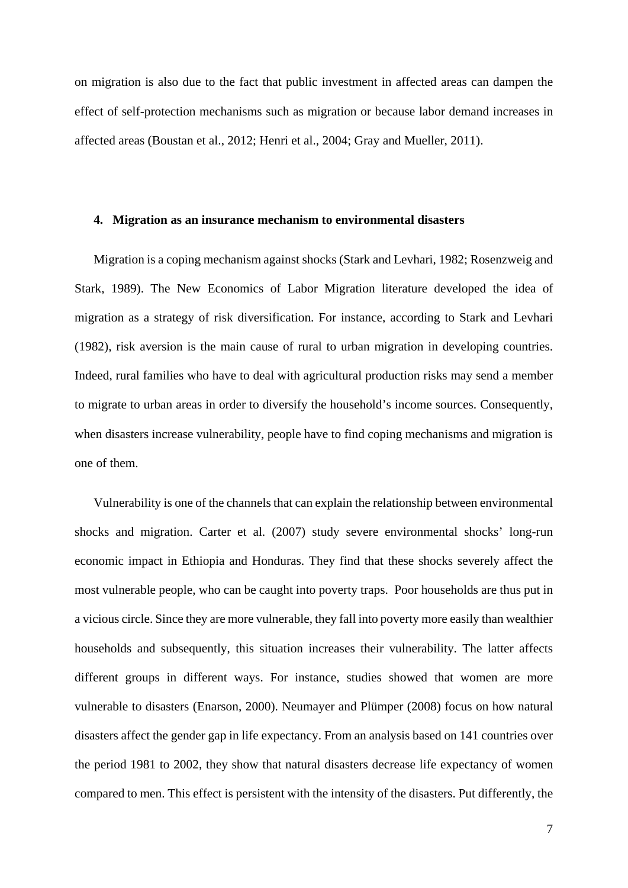on migration is also due to the fact that public investment in affected areas can dampen the effect of self-protection mechanisms such as migration or because labor demand increases in affected areas (Boustan et al., 2012; Henri et al., 2004; Gray and Mueller, 2011).

## 4. Migration as an insurance mechanism to environmental disasters

Migration is a coping mechanism against shocks (Stark and Levhari, 1982; Rosenzweig and Stark, 1989). The New Economics of Labor Migration literature developed the idea of migration as a strategy of risk diversification. For instance, according to Stark and Levhari (1982), risk aversion is the main cause of rural to urban migration in developing countries. Indeed, rural families who have to deal with agricultural production risks may send a member to migrate to urban areas in order to diversify the household's income sources. Consequently, when disasters increase vulnerability, people have to find coping mechanisms and migration is one of them.

Vulnerability is one of the channels that can explain the relationship between environmental shocks and migration. Carter et al. (2007) study severe environmental shocks' long-run economic impact in Ethiopia and Honduras. They find that these shocks severely affect the most vulnerable people, who can be caught into poverty traps. Poor households are thus put in a vicious circle. Since they are more vulnerable, they fall into poverty more easily than wealthier households and subsequently, this situation increases their vulnerability. The latter affects different groups in different ways. For instance, studies showed that women are more vulnerable to disasters (Enarson, 2000). Neumayer and Plümper (2008) focus on how natural disasters affect the gender gap in life expectancy. From an analysis based on 141 countries over the period 1981 to 2002, they show that natural disasters decrease life expectancy of women compared to men. This effect is persistent with the intensity of the disasters. Put differently, the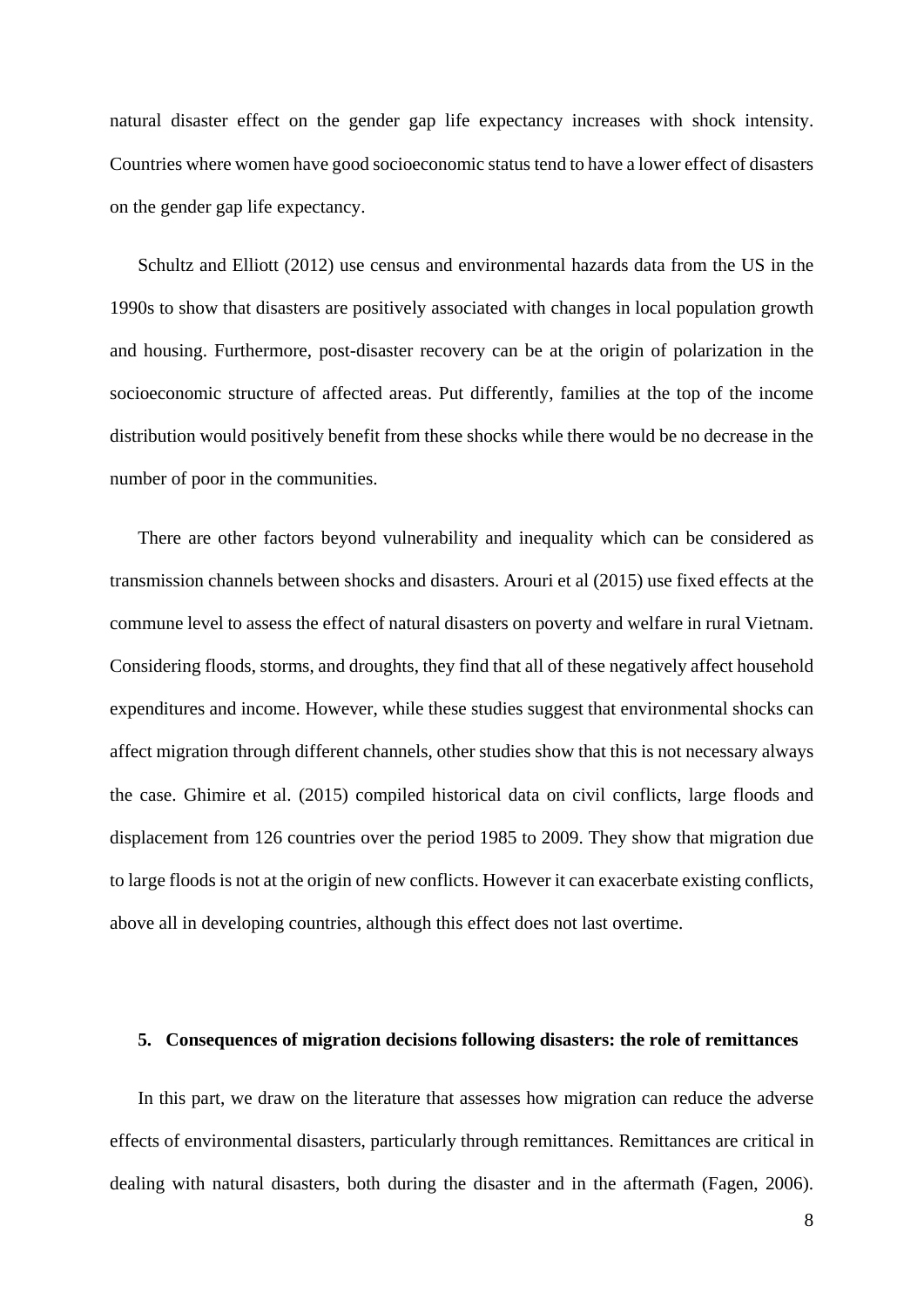natural disaster effect on the gender gap life expectancy increases with shock intensity. Countries where women have good socioeconomic status tend to have a lower effect of disasters on the gender gap life expectancy.

Schultz and Elliott (2012) use census and environmental hazards data from the US in the 1990s to show that disasters are positively associated with changes in local population growth and housing. Furthermore, post-disaster recovery can be at the origin of polarization in the socioeconomic structure of affected areas. Put differently, families at the top of the income distribution would positively benefit from these shocks while there would be no decrease in the number of poor in the communities.

There are other factors beyond vulnerability and inequality which can be considered as transmission channels between shocks and disasters. Arouri et al (2015) use fixed effects at the commune level to assess the effect of natural disasters on poverty and welfare in rural Vietnam. Considering floods, storms, and droughts, they find that all of these negatively affect household expenditures and income. However, while these studies suggest that environmental shocks can affect migration through different channels, other studies show that this is not necessary always the case. Ghimire et al. (2015) compiled historical data on civil conflicts, large floods and displacement from 126 countries over the period 1985 to 2009. They show that migration due to large floods is not at the origin of new conflicts. However it can exacerbate existing conflicts, above all in developing countries, although this effect does not last overtime.

## 5. Consequences of migration decisions following disasters: the role of remittances

In this part, we draw on the literature that assesses how migration can reduce the adverse effects of environmental disasters, particularly through remittances. Remittances are critical in dealing with natural disasters, both during the disaster and in the aftermath (Fagen, 2006).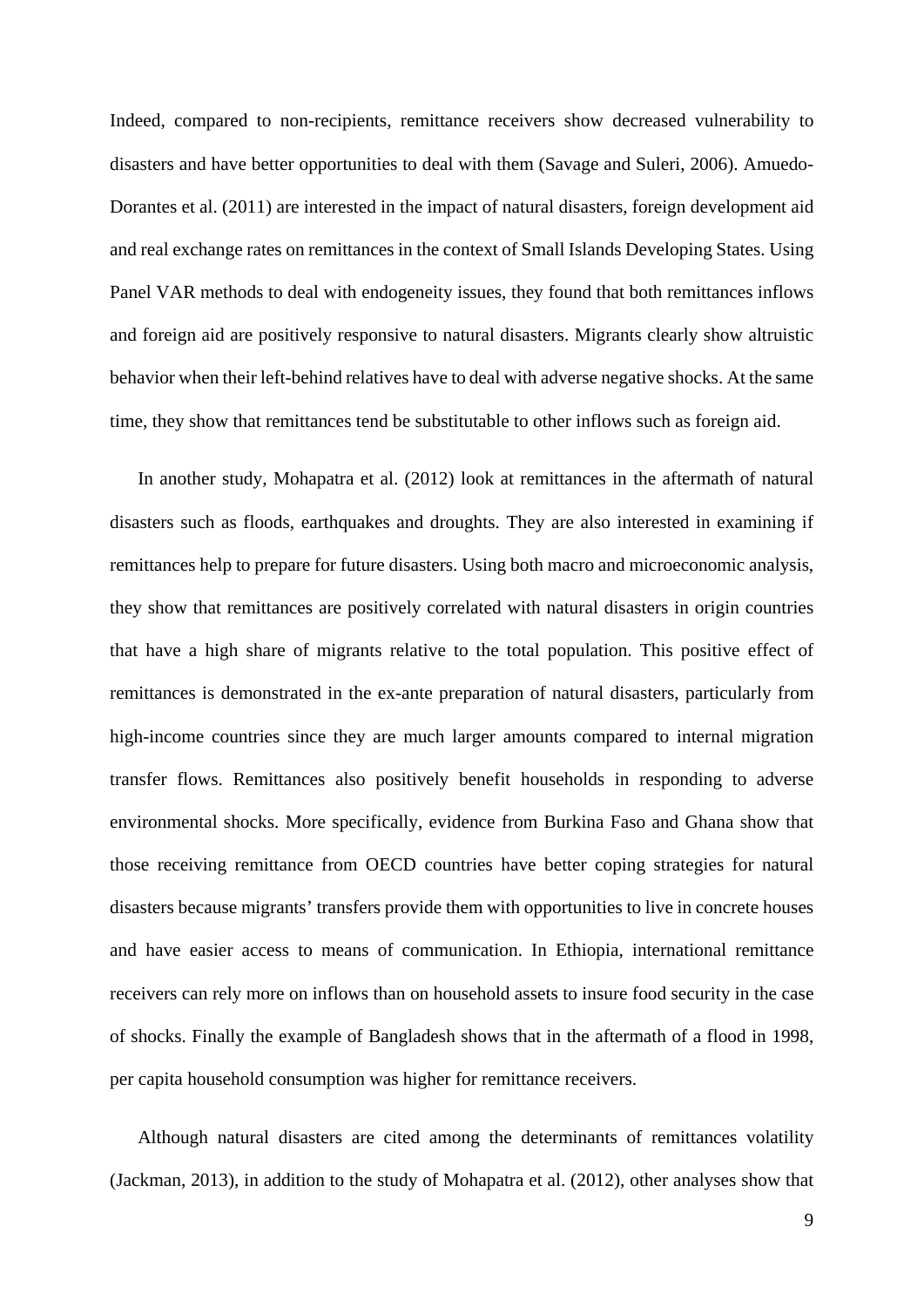Indeed, compared to non-recipients, remittance receivers show decreased vulnerability to disasters and have better opportunities to deal with them (Savage and Suleri, 2006). Amuedo-Dorantes et al. (2011) are interested in the impact of natural disasters, foreign development aid and real exchange rates on remittances in the context of Small Islands Developing States. Using Panel VAR methods to deal with endogeneity issues, they found that both remittances inflows and foreign aid are positively responsive to natural disasters. Migrants clearly show altruistic behavior when their left-behind relatives have to deal with adverse negative shocks. At the same time, they show that remittances tend be substitutable to other inflows such as foreign aid.

In another study, Mohapatra et al. (2012) look at remittances in the aftermath of natural disasters such as floods, earthquakes and droughts. They are also interested in examining if remittances help to prepare for future disasters. Using both macro and microeconomic analysis, they show that remittances are positively correlated with natural disasters in origin countries that have a high share of migrants relative to the total population. This positive effect of remittances is demonstrated in the ex-ante preparation of natural disasters, particularly from high-income countries since they are much larger amounts compared to internal migration transfer flows. Remittances also positively benefit households in responding to adverse environmental shocks. More specifically, evidence from Burkina Faso and Ghana show that those receiving remittance from OECD countries have better coping strategies for natural disasters because migrants' transfers provide them with opportunities to live in concrete houses and have easier access to means of communication. In Ethiopia, international remittance receivers can rely more on inflows than on household assets to insure food security in the case of shocks. Finally the example of Bangladesh shows that in the aftermath of a flood in 1998, per capita household consumption was higher for remittance receivers.

Although natural disasters are cited among the determinants of remittances volatility (Jackman, 2013), in addition to the study of Mohapatra et al. (2012), other analyses show that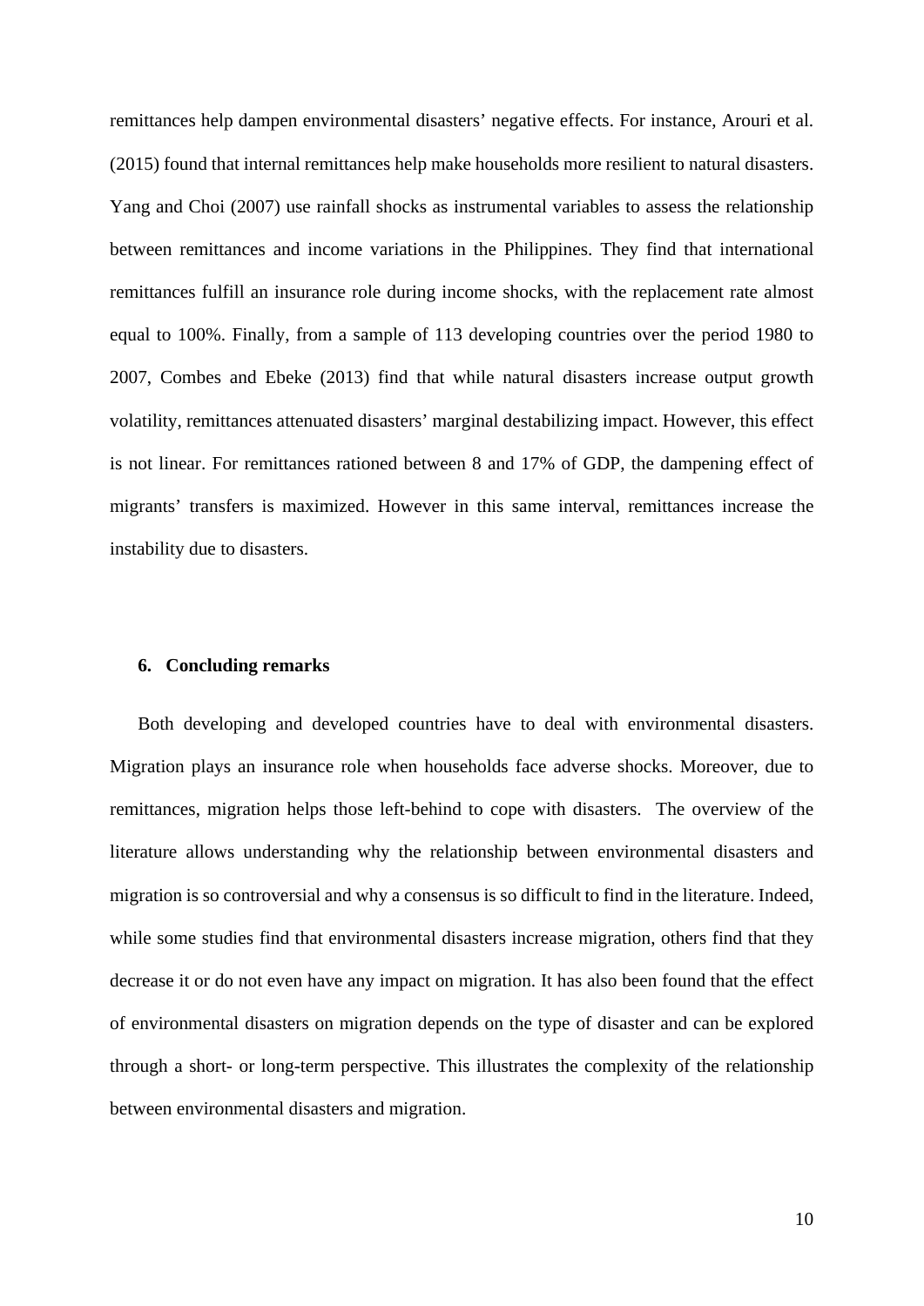remittances help dampen environmental disasters' negative effects. For instance, Arouri et al. (2015) found that internal remittances help make households more resilient to natural disasters. Yang and Choi (2007) use rainfall shocks as instrumental variables to assess the relationship between remittances and income variations in the Philippines. They find that international remittances fulfill an insurance role during income shocks, with the replacement rate almost equal to 100%. Finally, from a sample of 113 developing countries over the period 1980 to 2007, Combes and Ebeke (2013) find that while natural disasters increase output growth volatility, remittances attenuated disasters' marginal destabilizing impact. However, this effect is not linear. For remittances rationed between 8 and 17% of GDP, the dampening effect of migrants' transfers is maximized. However in this same interval, remittances increase the instability due to disasters.

## 6. Concluding remarks

Both developing and developed countries have to deal with environmental disasters. Migration plays an insurance role when households face adverse shocks. Moreover, due to remittances, migration helps those left-behind to cope with disasters. The overview of the literature allows understanding why the relationship between environmental disasters and migration is so controversial and why a consensus is so difficult to find in the literature. Indeed, while some studies find that environmental disasters increase migration, others find that they decrease it or do not even have any impact on migration. It has also been found that the effect of environmental disasters on migration depends on the type of disaster and can be explored through a short- or long-term perspective. This illustrates the complexity of the relationship between environmental disasters and migration.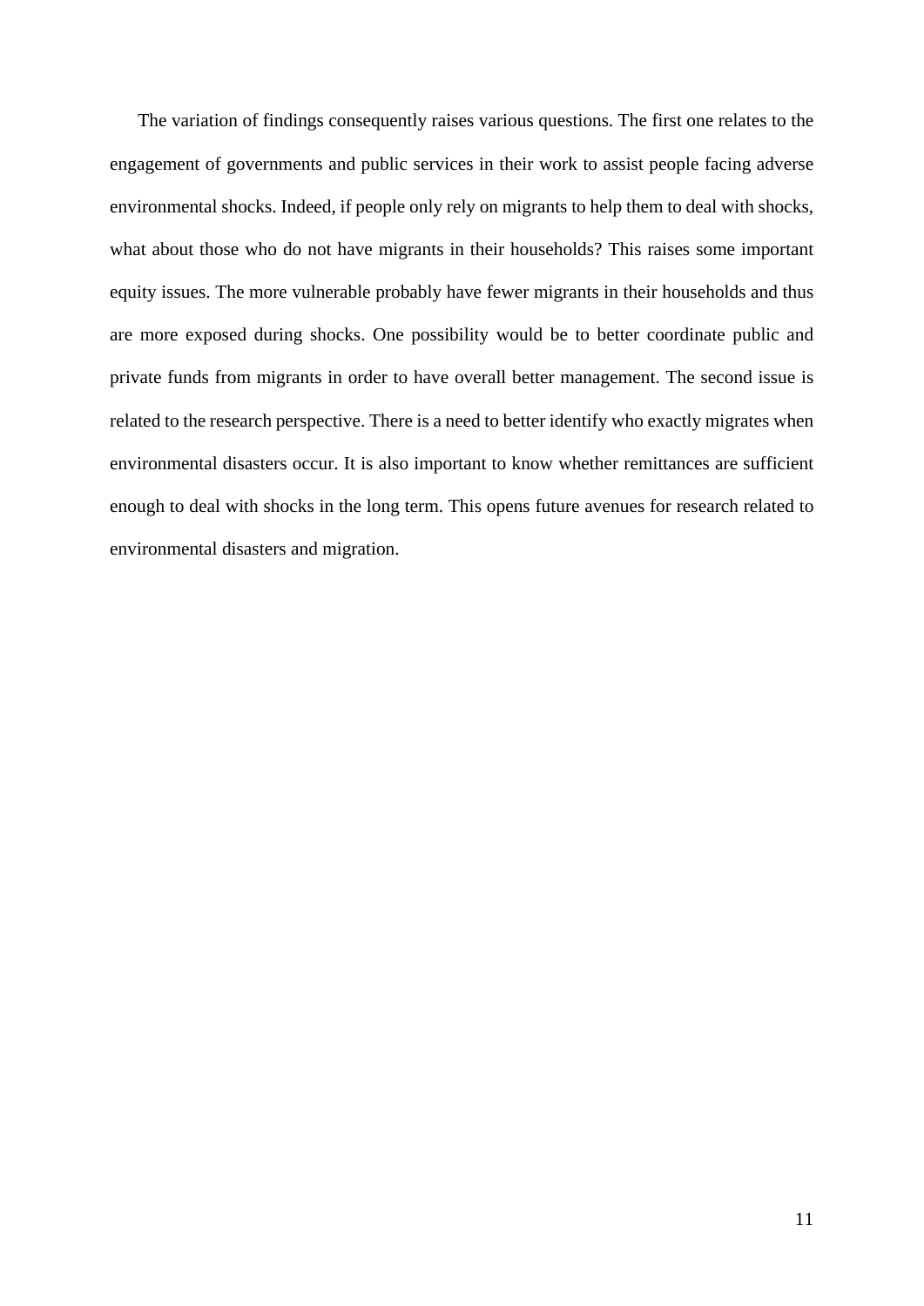The variation of findings consequently raises various questions. The first one relates to the engagement of governments and public services in their work to assist people facing adverse environmental shocks. Indeed, if people only rely on migrants to help them to deal with shocks, what about those who do not have migrants in their households? This raises some important equity issues. The more vulnerable probably have fewer migrants in their households and thus are more exposed during shocks. One possibility would be to better coordinate public and private funds from migrants in order to have overall better management. The second issue is related to the research perspective. There is a need to better identify who exactly migrates when environmental disasters occur. It is also important to know whether remittances are sufficient enough to deal with shocks in the long term. This opens future avenues for research related to environmental disasters and migration.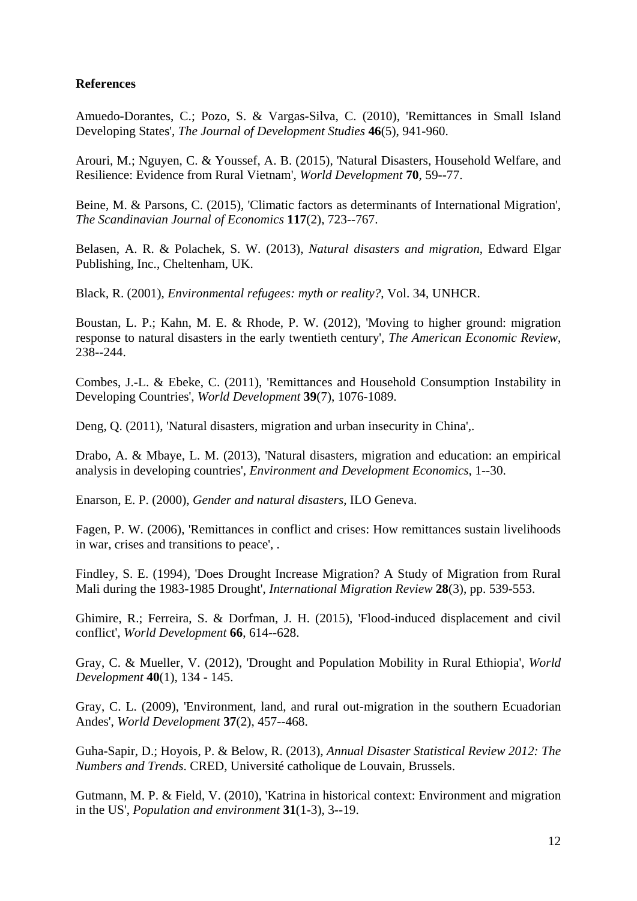**References**

Amuedo-Dorantes, C.; Pozo, S. & Vargas-Silva, C. (2010), 'Remittances in Small Island Developing States', *The Journal of Development Studies* **46**(5), 941-960.

Arouri, M.; Nguyen, C. & Youssef, A. B. (2015), 'Natural Disasters, Household Welfare, and Resilience: Evidence from Rural Vietnam', *World Development* **70**, 59--77.

Beine, M. & Parsons, C. (2015), 'Climatic factors as determinants of International Migration', *The Scandinavian Journal of Economics* **117**(2), 723--767.

Belasen, A. R. & Polachek, S. W. (2013), *Natural disasters and migration*, Edward Elgar Publishing, Inc., Cheltenham, UK.

Black, R. (2001), *Environmental refugees: myth or reality?*, Vol. 34, UNHCR.

Boustan, L. P.; Kahn, M. E. & Rhode, P. W. (2012), 'Moving to higher ground: migration response to natural disasters in the early twentieth century', *The American Economic Review*, 238--244.

Combes, J.-L. & Ebeke, C. (2011), 'Remittances and Household Consumption Instability in Developing Countries', *World Development* **39**(7), 1076-1089.

Deng, Q. (2011), 'Natural disasters, migration and urban insecurity in China',.

Drabo, A. & Mbaye, L. M. (2013), 'Natural disasters, migration and education: an empirical analysis in developing countries', *Environment and Development Economics*, 1--30.

Enarson, E. P. (2000), *Gender and natural disasters*, ILO Geneva.

Fagen, P. W. (2006), 'Remittances in conflict and crises: How remittances sustain livelihoods in war, crises and transitions to peace', .

Findley, S. E. (1994), 'Does Drought Increase Migration? A Study of Migration from Rural Mali during the 1983-1985 Drought', *International Migration Review* **28**(3), pp. 539-553.

Ghimire, R.; Ferreira, S. & Dorfman, J. H. (2015), 'Flood-induced displacement and civil conflict', *World Development* **66**, 614--628.

Gray, C. & Mueller, V. (2012), 'Drought and Population Mobility in Rural Ethiopia', *World Development* **40**(1), 134 - 145.

Gray, C. L. (2009), 'Environment, land, and rural out-migration in the southern Ecuadorian Andes', *World Development* **37**(2), 457--468.

Guha-Sapir, D.; Hoyois, P. & Below, R. (2013), *Annual Disaster Statistical Review 2012: The Numbers and Trends*. CRED, Université catholique de Louvain, Brussels.

Gutmann, M. P. & Field, V. (2010), 'Katrina in historical context: Environment and migration in the US', *Population and environment* **31**(1-3), 3--19.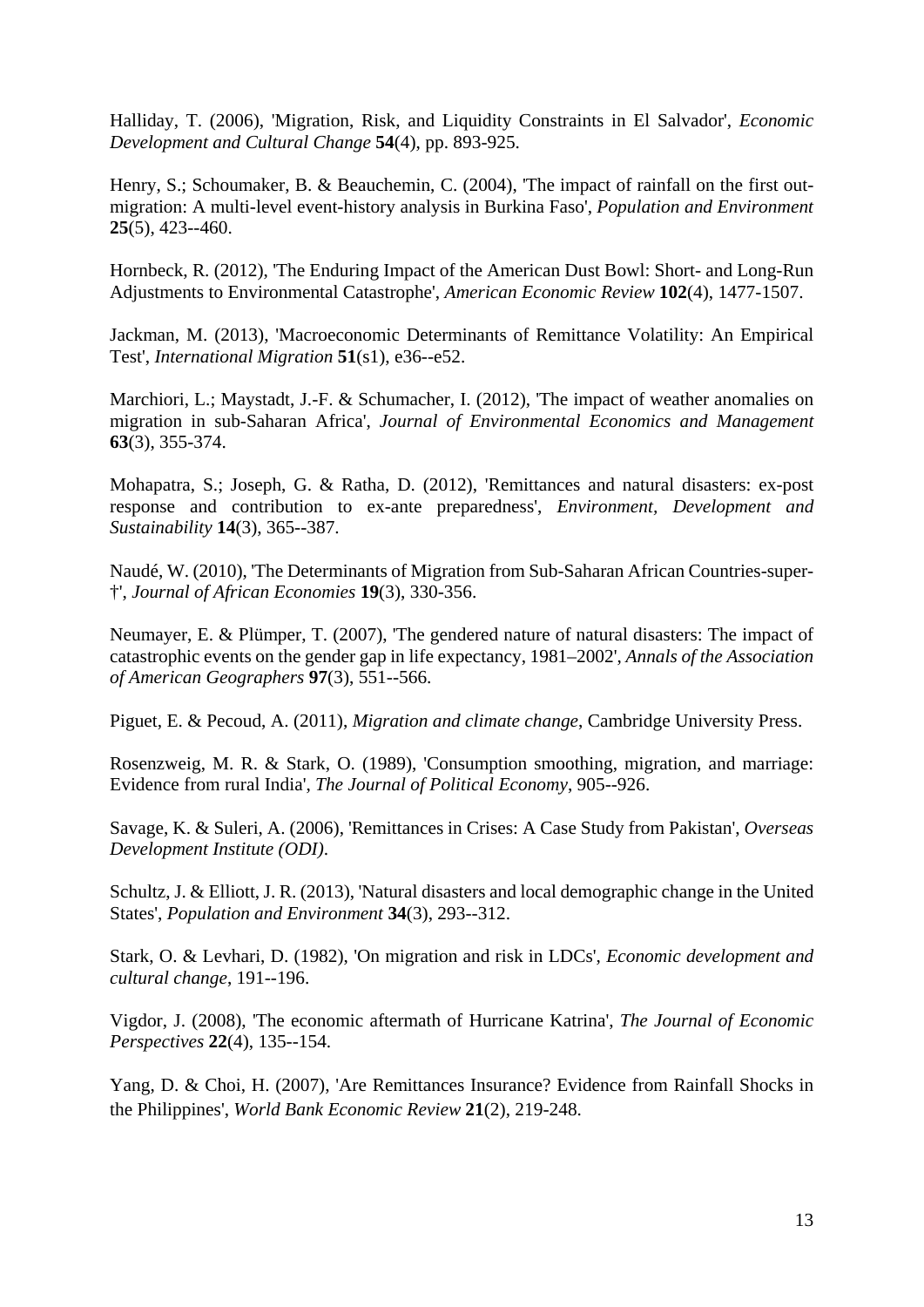Halliday, T. (2006), 'Migration, Risk, and Liquidity Constraints in El Salvador', *Economic Development and Cultural Change* **54**(4), pp. 893-925.

Henry, S.; Schoumaker, B. & Beauchemin, C. (2004), 'The impact of rainfall on the first out-migration: A multi-level event-history analysis in Burkina Faso', *Population and Environment* **25**(5), 423--460.

Hornbeck, R. (2012), 'The Enduring Impact of the American Dust Bowl: Short- and Long-Run Adjustments to Environmental Catastrophe', *American Economic Review* **102**(4), 1477-1507.

Jackman, M. (2013), 'Macroeconomic Determinants of Remittance Volatility: An Empirical Test', *International Migration* **51**(s1), e36--e52.

Marchiori, L.; Maystadt, J.-F. & Schumacher, I. (2012), 'The impact of weather anomalies on migration in sub-Saharan Africa', *Journal of Environmental Economics and Management* **63**(3), 355-374.

Mohapatra, S.; Joseph, G. & Ratha, D. (2012), 'Remittances and natural disasters: ex-post response and contribution to ex-ante preparedness', *Environment, Development and Sustainability* **14**(3), 365--387.

Naudé, W. (2010), 'The Determinants of Migration from Sub-Saharan African Countries-super-†', *Journal of African Economies* **19**(3), 330-356.

Neumayer, E. & Plümper, T. (2007), 'The gendered nature of natural disasters: The impact of catastrophic events on the gender gap in life expectancy, 1981–2002', *Annals of the Association of American Geographers* **97**(3), 551--566.

Piguet, E. & Pecoud, A. (2011), *Migration and climate change*, Cambridge University Press.

Rosenzweig, M. R. & Stark, O. (1989), 'Consumption smoothing, migration, and marriage: Evidence from rural India', *The Journal of Political Economy*, 905--926.

Savage, K. & Suleri, A. (2006), 'Remittances in Crises: A Case Study from Pakistan', *Overseas Development Institute (ODI)*.

Schultz, J. & Elliott, J. R. (2013), 'Natural disasters and local demographic change in the United States', *Population and Environment* **34**(3), 293--312.

Stark, O. & Levhari, D. (1982), 'On migration and risk in LDCs', *Economic development and cultural change*, 191--196.

Vigdor, J. (2008), 'The economic aftermath of Hurricane Katrina', *The Journal of Economic Perspectives* **22**(4), 135--154.

Yang, D. & Choi, H. (2007), 'Are Remittances Insurance? Evidence from Rainfall Shocks in the Philippines', *World Bank Economic Review* **21**(2), 219-248.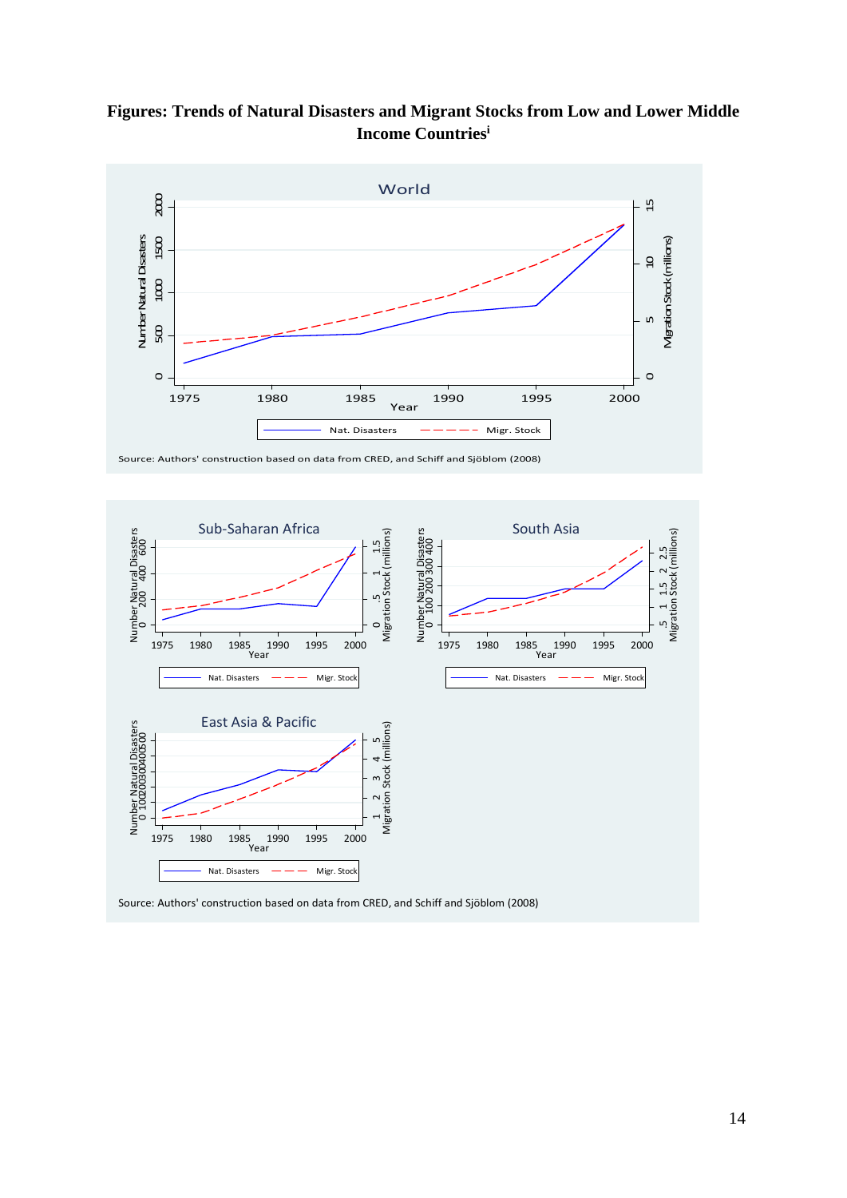**Figures: Trends of Natural Disasters and Migrant Stocks from Low and Lower Middle Income Countries**[i]

Source: Authors' construction based on data from CRED, and Schiff and Sjöblom (2008)

Source: Authors' construction based on data from CRED, and Schiff and Sjöblom (2008)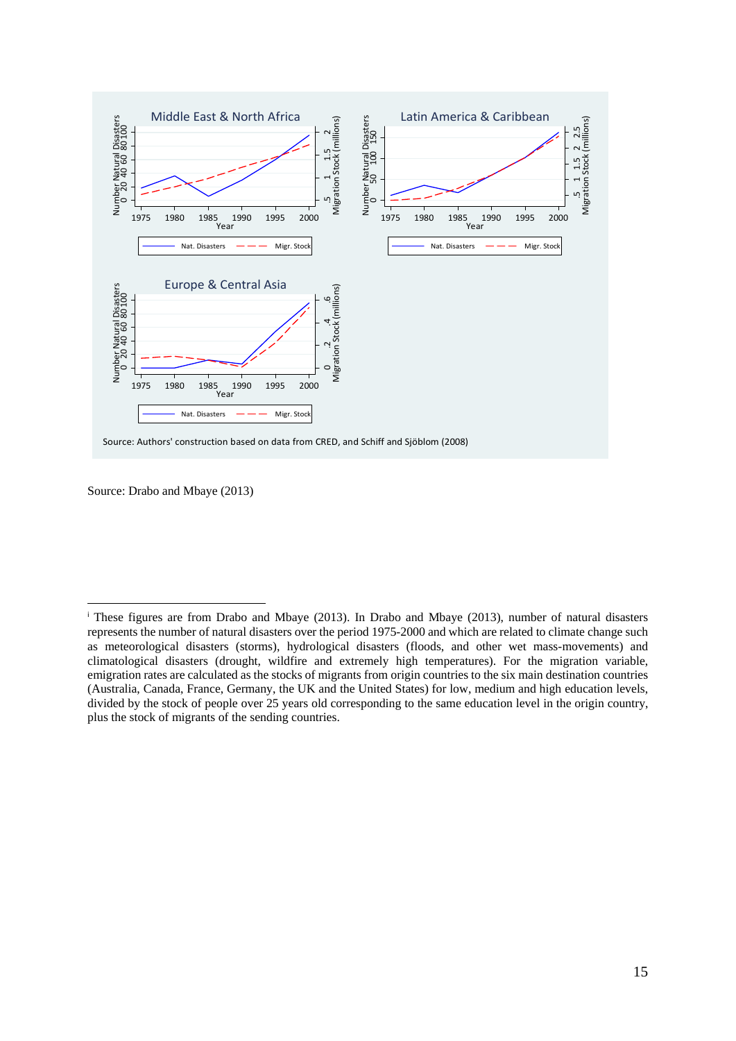Middle East & North Africa

Number Natural Disasters
0 20 40 60 80 100

Migration Stock (millions)
.5 1 1.5 2

1975 1980 1985 1990 1995 2000
Year

Nat. Disasters — Migr. Stock

Latin America & Caribbean

Number Natural Disasters
0 50 100 150

Migration Stock (millions)
.5 1 1.5 2 2.5

1975 1980 1985 1990 1995 2000
Year

Nat. Disasters — Migr. Stock

Europe & Central Asia

Number Natural Disasters
0 20 40 60 80 100

Migration Stock (millions)
0 .2 .4 .6

1975 1980 1985 1990 1995 2000
Year

Nat. Disasters — Migr. Stock

Source: Authors' construction based on data from CRED, and Schiff and Sjöblom (2008)

Source: Drabo and Mbaye (2013)

---

[i] These figures are from Drabo and Mbaye (2013). In Drabo and Mbaye (2013), number of natural disasters represents the number of natural disasters over the period 1975-2000 and which are related to climate change such as meteorological disasters (storms), hydrological disasters (floods, and other wet mass-movements) and climatological disasters (drought, wildfire and extremely high temperatures). For the migration variable, emigration rates are calculated as the stocks of migrants from origin countries to the six main destination countries (Australia, Canada, France, Germany, the UK and the United States) for low, medium and high education levels, divided by the stock of people over 25 years old corresponding to the same education level in the origin country, plus the stock of migrants of the sending countries.